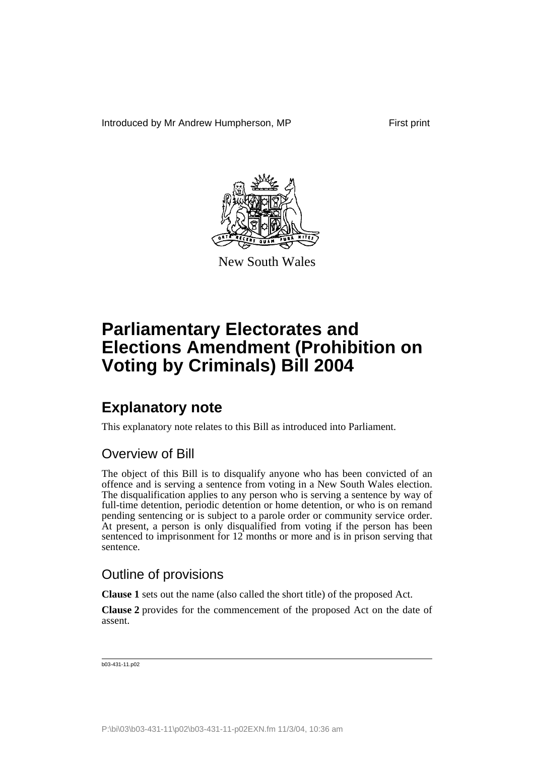Introduced by Mr Andrew Humpherson, MP First print

New South Wales

# Parliamentary Electorates and Elections Amendment (Prohibition on Voting by Criminals) Bill 2004

## Explanatory note

This explanatory note relates to this Bill as introduced into Parliament.

### Overview of Bill

The object of this Bill is to disqualify anyone who has been convicted of an offence and is serving a sentence from voting in a New South Wales election. The disqualification applies to any person who is serving a sentence by way of full-time detention, periodic detention or home detention, or who is on remand pending sentencing or is subject to a parole order or community service order. At present, a person is only disqualified from voting if the person has been sentenced to imprisonment for 12 months or more and is in prison serving that sentence.

### Outline of provisions

**Clause 1** sets out the name (also called the short title) of the proposed Act.

**Clause 2** provides for the commencement of the proposed Act on the date of assent.

b03-431-11.p02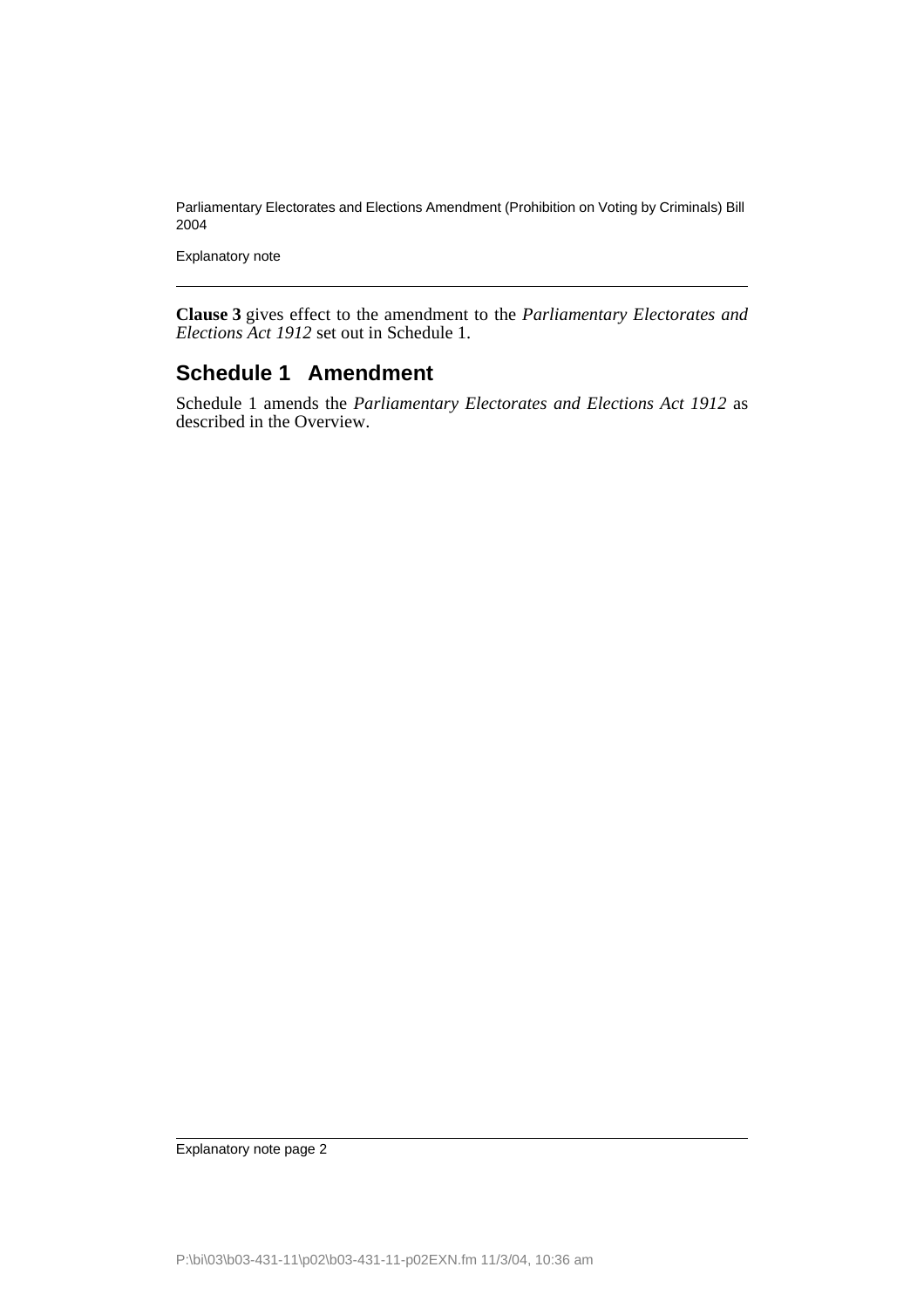**Clause 3** gives effect to the amendment to the *Parliamentary Electorates and Elections Act 1912* set out in Schedule 1.

## Schedule 1 Amendment

Schedule 1 amends the *Parliamentary Electorates and Elections Act 1912* as described in the Overview.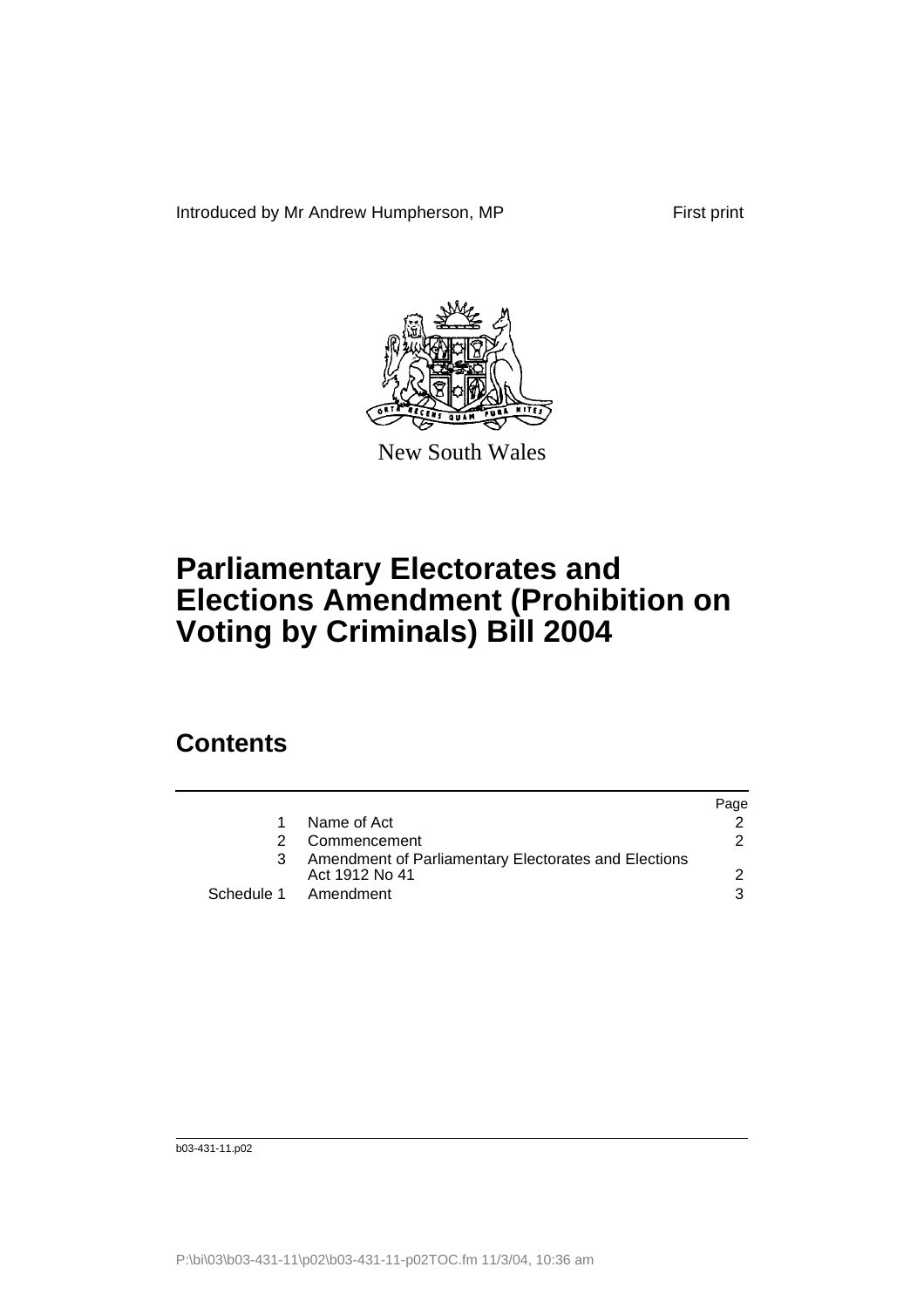Introduced by Mr Andrew Humpherson, MP First print

New South Wales

# Parliamentary Electorates and Elections Amendment (Prohibition on Voting by Criminals) Bill 2004

## Contents

| | | Page |
|---|---|---|
| 1 | Name of Act | 2 |
| 2 | Commencement | 2 |
| 3 | Amendment of Parliamentary Electorates and Elections Act 1912 No 41 | 2 |
| Schedule 1 | Amendment | 3 |

b03-431-11.p02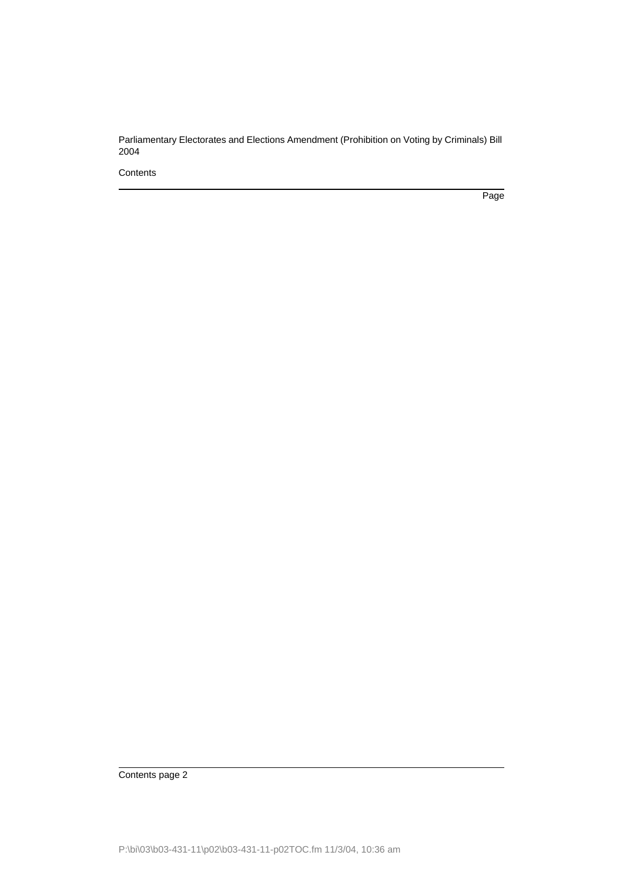Contents

Page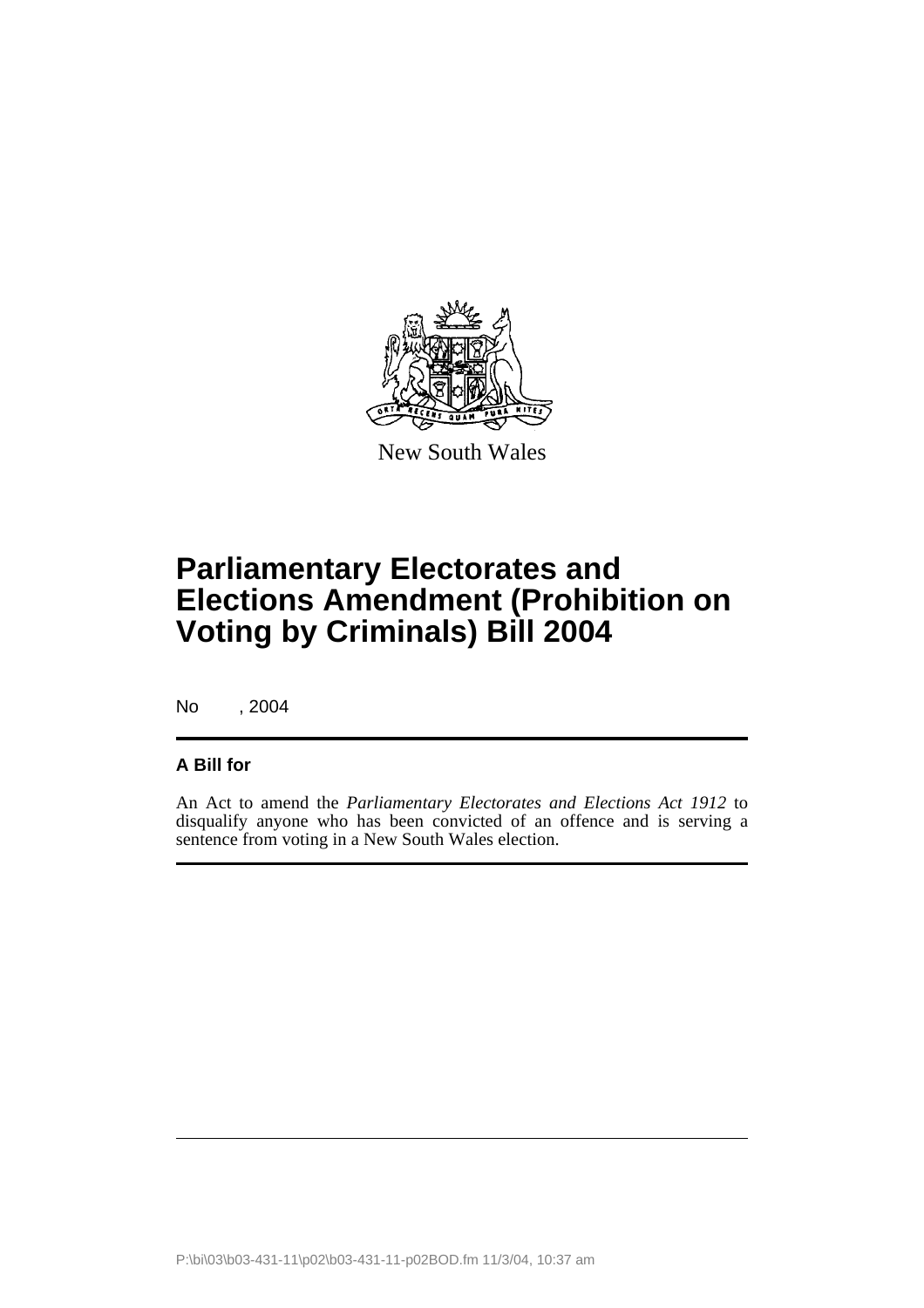New South Wales

# Parliamentary Electorates and Elections Amendment (Prohibition on Voting by Criminals) Bill 2004

No , 2004

## A Bill for

An Act to amend the *Parliamentary Electorates and Elections Act 1912* to disqualify anyone who has been convicted of an offence and is serving a sentence from voting in a New South Wales election.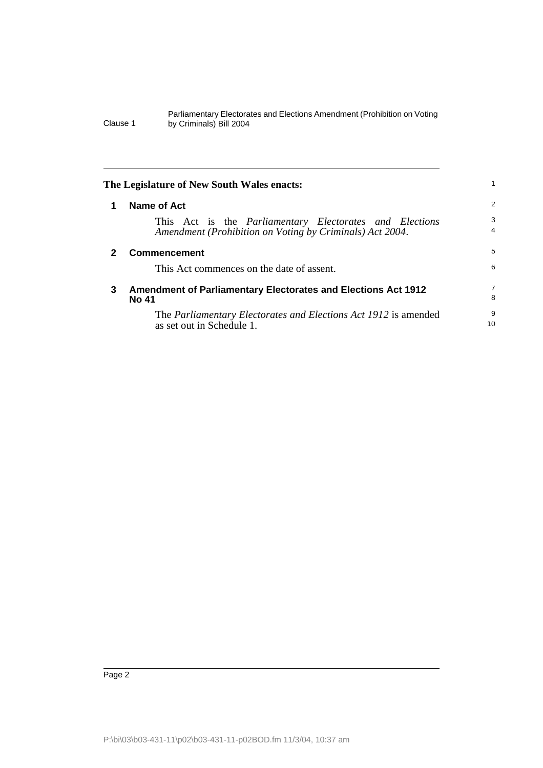**The Legislature of New South Wales enacts:**

## 1 Name of Act

This Act is the *Parliamentary Electorates and Elections Amendment (Prohibition on Voting by Criminals) Act 2004*.

## 2 Commencement

This Act commences on the date of assent.

## 3 Amendment of Parliamentary Electorates and Elections Act 1912 No 41

The *Parliamentary Electorates and Elections Act 1912* is amended as set out in Schedule 1.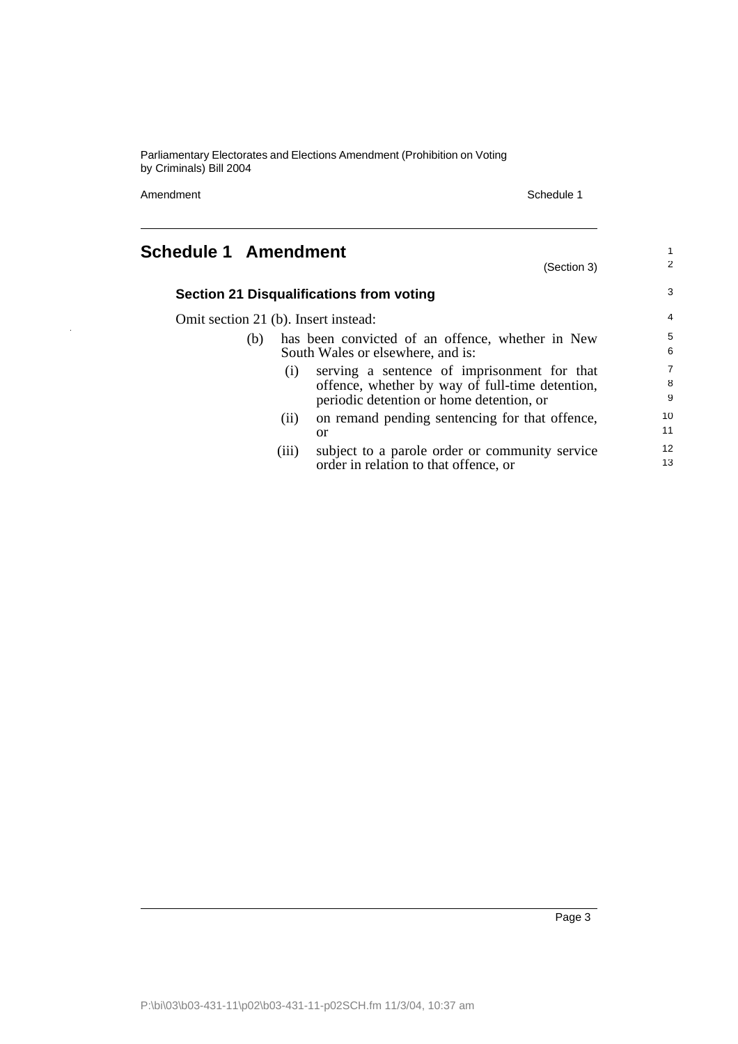## Schedule 1 Amendment

(Section 3)

### Section 21 Disqualifications from voting

Omit section 21 (b). Insert instead:

(b) has been convicted of an offence, whether in New South Wales or elsewhere, and is:

(i) serving a sentence of imprisonment for that offence, whether by way of full-time detention, periodic detention or home detention, or

(ii) on remand pending sentencing for that offence, or

(iii) subject to a parole order or community service order in relation to that offence, or